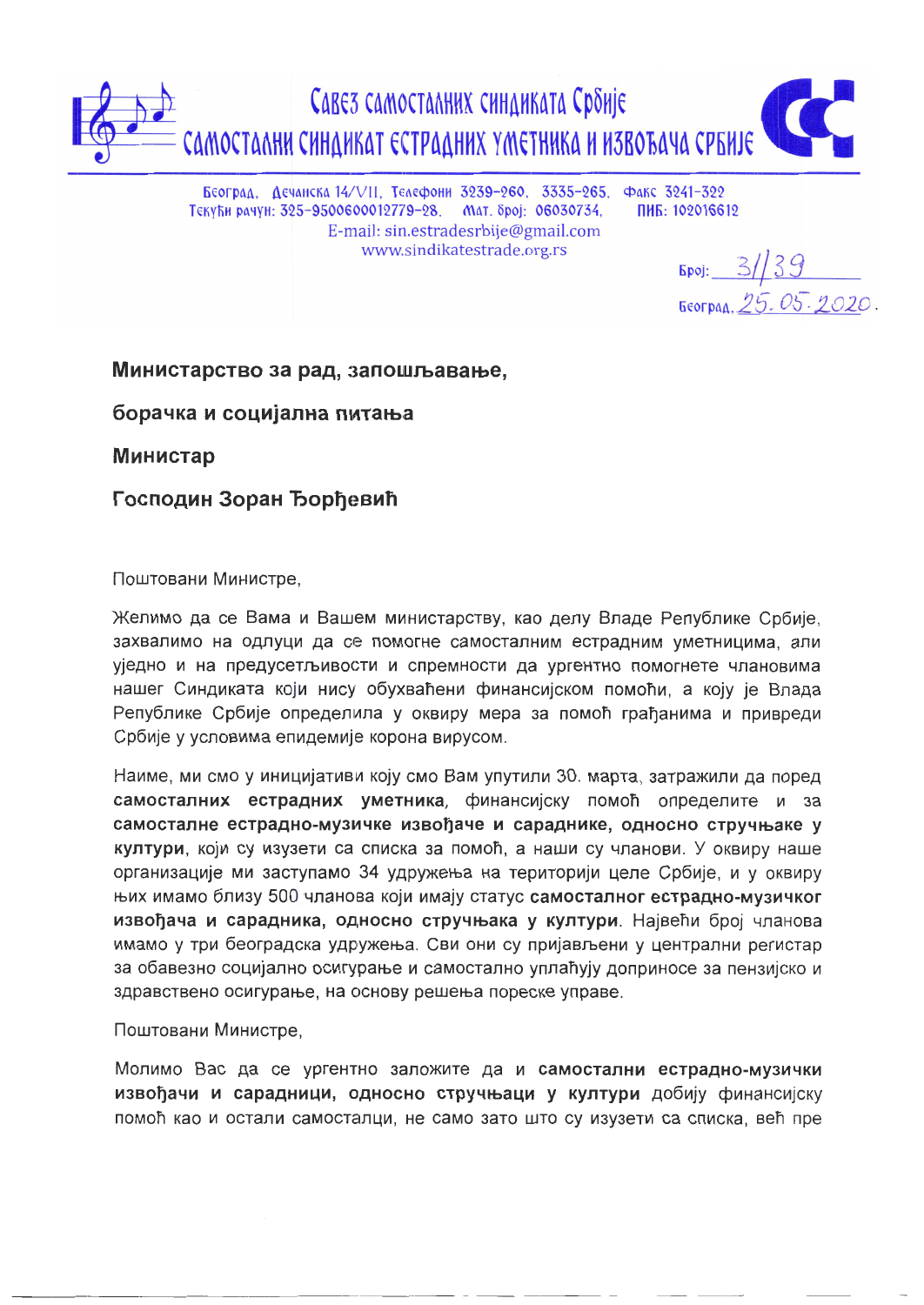Савез самосталних синдиката Србије

САМОСТАЛНИ СИНДИКАТ ЕСТРАДНИХ УМЕТНИКА И ИЗВОЂАЧА СРБИЈЕ

Београд, Дечанска 14/VII, Телефони 3239-260, 3335-265, Факс 3241-322
Текући рачун: 325-9500600012779-28, Мат. број: 06030734, ПИБ: 102016612
E-mail: sin.estradesrbije@gmail.com
www.sindikatestrade.org.rs

Број: 3/139
Београд, 25.05.2020.

**Министарство за рад, запошљавање,**

**борачка и социјална питања**

**Министар**

**Господин Зоран Ђорђевић**

Поштовани Министре,

Желимо да се Вама и Вашем министарству, као делу Владе Републике Србије, захвалимо на одлуци да се помогне самосталним естрадним уметницима, али уједно и на предусетљивости и спремности да ургентно помогнете члановима нашег Синдиката који нису обухваћени финансијском помоћи, а коју је Влада Републике Србије определила у оквиру мера за помоћ грађанима и привреди Србије у условима епидемије корона вирусом.

Наиме, ми смо у иницијативи коју смо Вам упутили 30. марта, затражили да поред **самосталних естрадних уметника**, финансијску помоћ определите и за **самосталне естрадно-музичке извођаче и сараднике, односно стручњаке у култури**, који су изузети са списка за помоћ, а наши су чланови. У оквиру наше организације ми заступамо 34 удружења на територији целе Србије, и у оквиру њих имамо близу 500 чланова који имају статус **самосталног естрадно-музичког извођача и сарадника, односно стручњака у култури**. Највећи број чланова имамо у три београдска удружења. Сви они су пријављени у централни регистар за обавезно социјално осигурање и самостално уплаћују доприносе за пензијско и здравствено осигурање, на основу решења пореске управе.

Поштовани Министре,

Молимо Вас да се ургентно заложите да и **самостални естрадно-музички извођачи и сарадници, односно стручњаци у култури** добију финансијску помоћ као и остали самосталци, не само зато што су изузети са списка, већ пре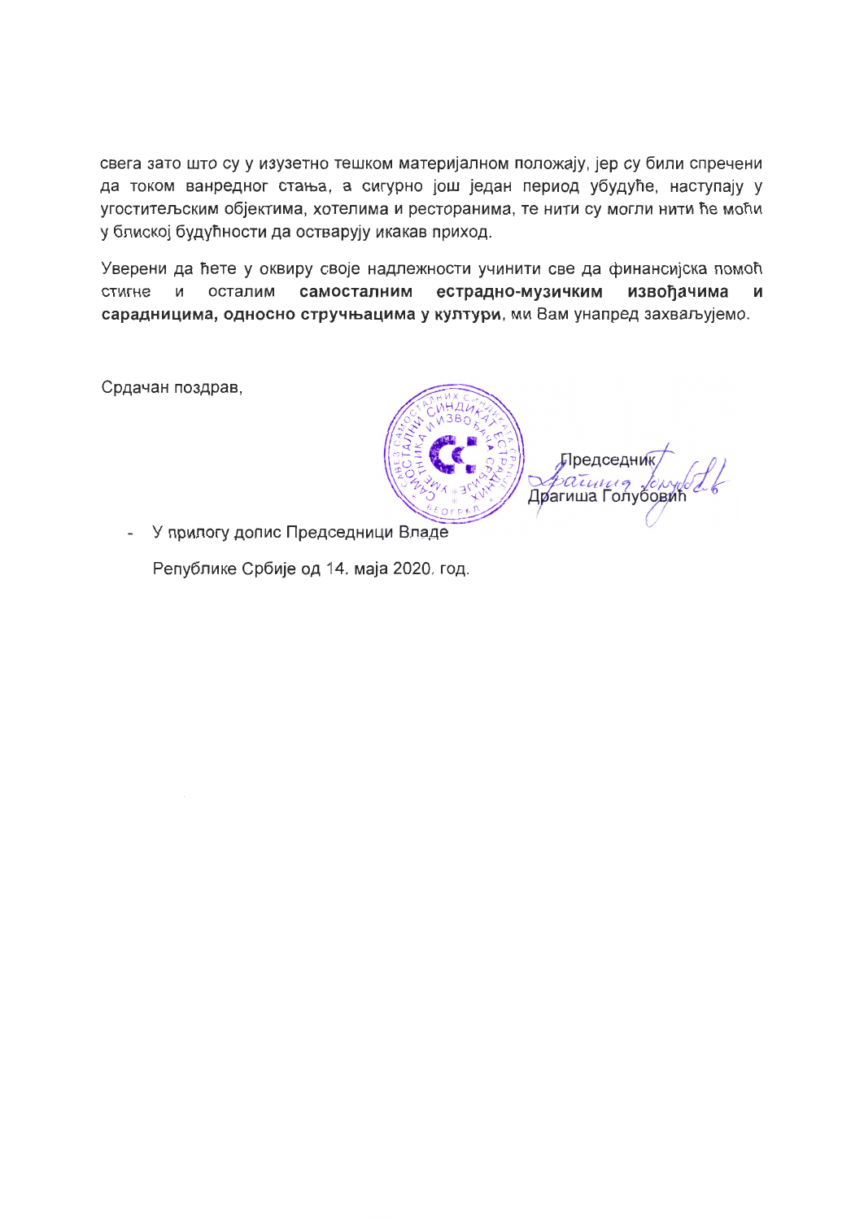свега зато што су у изузетно тешком материјалном положају, јер су били спречени да током ванредног стања, а сигурно још један период убудуће, наступају у угоститељским објектима, хотелима и ресторанима, те нити су могли нити ће моћи у блиској будућности да остварују икакав приход.

Уверени да ћете у оквиру своје надлежности учинити све да финансијска помоћ стигне и осталим **самосталним естрадно-музичким извођачима и сарадницима, односно стручњацима у култури**, ми Вам унапред захваљујемо.

Срдачан поздрав,

Председник

Драгиша Голубовић

- У прилогу допис Председници Владе Републике Србије од 14. маја 2020. год.